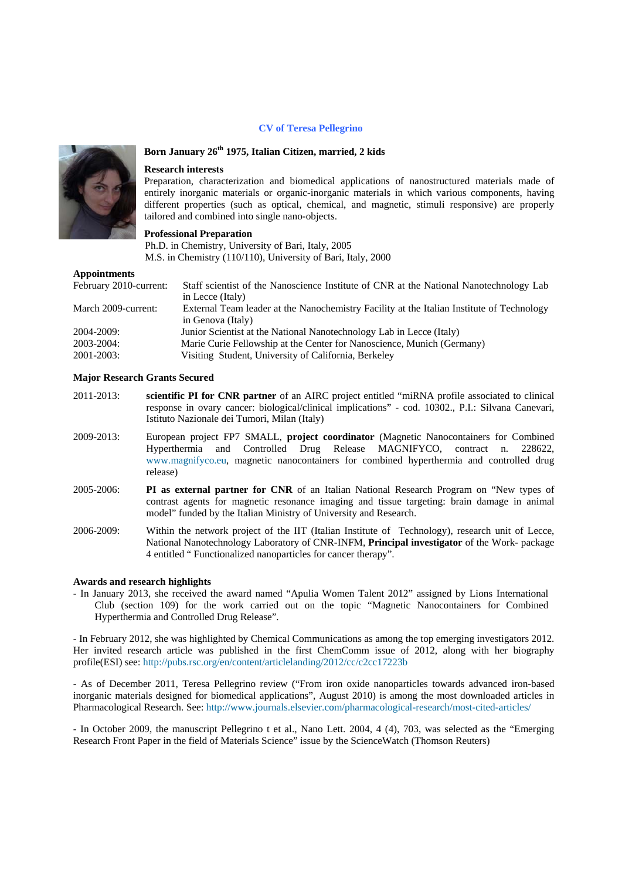# CV of Teresa Pellegrino

**Born January 26th 1975, Italian Citizen, married, 2 kids**

**Research interests**

Preparation, characterization and biomedical applications of nanostructured materials made of entirely inorganic materials or organic-inorganic materials in which various components, having different properties (such as optical, chemical, and magnetic, stimuli responsive) are properly tailored and combined into single nano-objects.

**Professional Preparation**

Ph.D. in Chemistry, University of Bari, Italy, 2005
M.S. in Chemistry (110/110), University of Bari, Italy, 2000

**Appointments**

| | |
|---|---|
| February 2010-current: | Staff scientist of the Nanoscience Institute of CNR at the National Nanotechnology Lab in Lecce (Italy) |
| March 2009-current: | External Team leader at the Nanochemistry Facility at the Italian Institute of Technology in Genova (Italy) |
| 2004-2009: | Junior Scientist at the National Nanotechnology Lab in Lecce (Italy) |
| 2003-2004: | Marie Curie Fellowship at the Center for Nanoscience, Munich (Germany) |
| 2001-2003: | Visiting Student, University of California, Berkeley |

**Major Research Grants Secured**

| | |
|---|---|
| 2011-2013: | **scientific PI for CNR partner** of an AIRC project entitled "miRNA profile associated to clinical response in ovary cancer: biological/clinical implications" - cod. 10302., P.I.: Silvana Canevari, Istituto Nazionale dei Tumori, Milan (Italy) |
| 2009-2013: | European project FP7 SMALL, **project coordinator** (Magnetic Nanocontainers for Combined Hyperthermia and Controlled Drug Release MAGNIFYCO, contract n. 228622, www.magnifyco.eu, magnetic nanocontainers for combined hyperthermia and controlled drug release) |
| 2005-2006: | **PI as external partner for CNR** of an Italian National Research Program on "New types of contrast agents for magnetic resonance imaging and tissue targeting: brain damage in animal model" funded by the Italian Ministry of University and Research. |
| 2006-2009: | Within the network project of the IIT (Italian Institute of Technology), research unit of Lecce, National Nanotechnology Laboratory of CNR-INFM, **Principal investigator** of the Work- package 4 entitled " Functionalized nanoparticles for cancer therapy". |

**Awards and research highlights**

- In January 2013, she received the award named "Apulia Women Talent 2012" assigned by Lions International Club (section 109) for the work carried out on the topic "Magnetic Nanocontainers for Combined Hyperthermia and Controlled Drug Release".

- In February 2012, she was highlighted by Chemical Communications as among the top emerging investigators 2012. Her invited research article was published in the first ChemComm issue of 2012, along with her biography profile(ESI) see: http://pubs.rsc.org/en/content/articlelanding/2012/cc/c2cc17223b

- As of December 2011, Teresa Pellegrino review ("From iron oxide nanoparticles towards advanced iron-based inorganic materials designed for biomedical applications", August 2010) is among the most downloaded articles in Pharmacological Research. See: http://www.journals.elsevier.com/pharmacological-research/most-cited-articles/

- In October 2009, the manuscript Pellegrino t et al., Nano Lett. 2004, 4 (4), 703, was selected as the "Emerging Research Front Paper in the field of Materials Science" issue by the ScienceWatch (Thomson Reuters)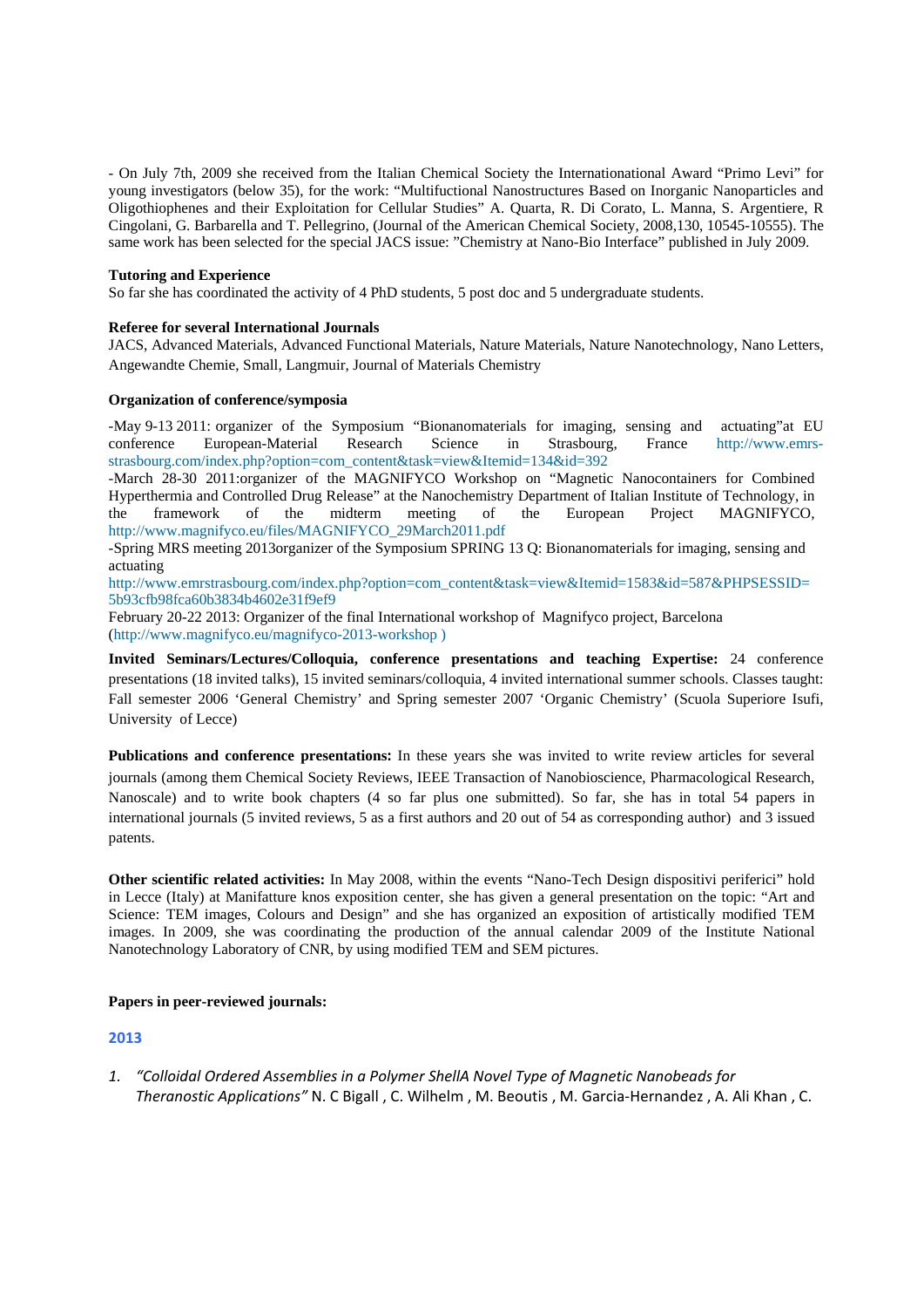- On July 7th, 2009 she received from the Italian Chemical Society the Internationational Award "Primo Levi" for young investigators (below 35), for the work: "Multifuctional Nanostructures Based on Inorganic Nanoparticles and Oligothiophenes and their Exploitation for Cellular Studies" A. Quarta, R. Di Corato, L. Manna, S. Argentiere, R Cingolani, G. Barbarella and T. Pellegrino, (Journal of the American Chemical Society, 2008,130, 10545-10555). The same work has been selected for the special JACS issue: "Chemistry at Nano-Bio Interface" published in July 2009.

**Tutoring and Experience**

So far she has coordinated the activity of 4 PhD students, 5 post doc and 5 undergraduate students.

**Referee for several International Journals**

JACS, Advanced Materials, Advanced Functional Materials, Nature Materials, Nature Nanotechnology, Nano Letters, Angewandte Chemie, Small, Langmuir, Journal of Materials Chemistry

**Organization of conference/symposia**

-May 9-13 2011: organizer of the Symposium "Bionanomaterials for imaging, sensing and actuating"at EU conference European-Material Research Science in Strasbourg, France http://www.emrs-strasbourg.com/index.php?option=com_content&task=view&Itemid=134&id=392

-March 28-30 2011:organizer of the MAGNIFYCO Workshop on "Magnetic Nanocontainers for Combined Hyperthermia and Controlled Drug Release" at the Nanochemistry Department of Italian Institute of Technology, in the framework of the midterm meeting of the European Project MAGNIFYCO, http://www.magnifyco.eu/files/MAGNIFYCO_29March2011.pdf

-Spring MRS meeting 2013organizer of the Symposium SPRING 13 Q: Bionanomaterials for imaging, sensing and actuating

http://www.emrstrasbourg.com/index.php?option=com_content&task=view&Itemid=1583&id=587&PHPSESSID=5b93cfb98fca60b3834b4602e31f9ef9

February 20-22 2013: Organizer of the final International workshop of Magnifyco project, Barcelona (http://www.magnifyco.eu/magnifyco-2013-workshop )

**Invited Seminars/Lectures/Colloquia, conference presentations and teaching Expertise:** 24 conference presentations (18 invited talks), 15 invited seminars/colloquia, 4 invited international summer schools. Classes taught: Fall semester 2006 'General Chemistry' and Spring semester 2007 'Organic Chemistry' (Scuola Superiore Isufi, University of Lecce)

**Publications and conference presentations:** In these years she was invited to write review articles for several journals (among them Chemical Society Reviews, IEEE Transaction of Nanobioscience, Pharmacological Research, Nanoscale) and to write book chapters (4 so far plus one submitted). So far, she has in total 54 papers in international journals (5 invited reviews, 5 as a first authors and 20 out of 54 as corresponding author) and 3 issued patents.

**Other scientific related activities:** In May 2008, within the events "Nano-Tech Design dispositivi periferici" hold in Lecce (Italy) at Manifatture knos exposition center, she has given a general presentation on the topic: "Art and Science: TEM images, Colours and Design" and she has organized an exposition of artistically modified TEM images. In 2009, she was coordinating the production of the annual calendar 2009 of the Institute National Nanotechnology Laboratory of CNR, by using modified TEM and SEM pictures.

**Papers in peer-reviewed journals:**

## 2013

1. *"Colloidal Ordered Assemblies in a Polymer ShellA Novel Type of Magnetic Nanobeads for Theranostic Applications"* N. C Bigall , C. Wilhelm , M. Beoutis , M. Garcia-Hernandez , A. Ali Khan , C.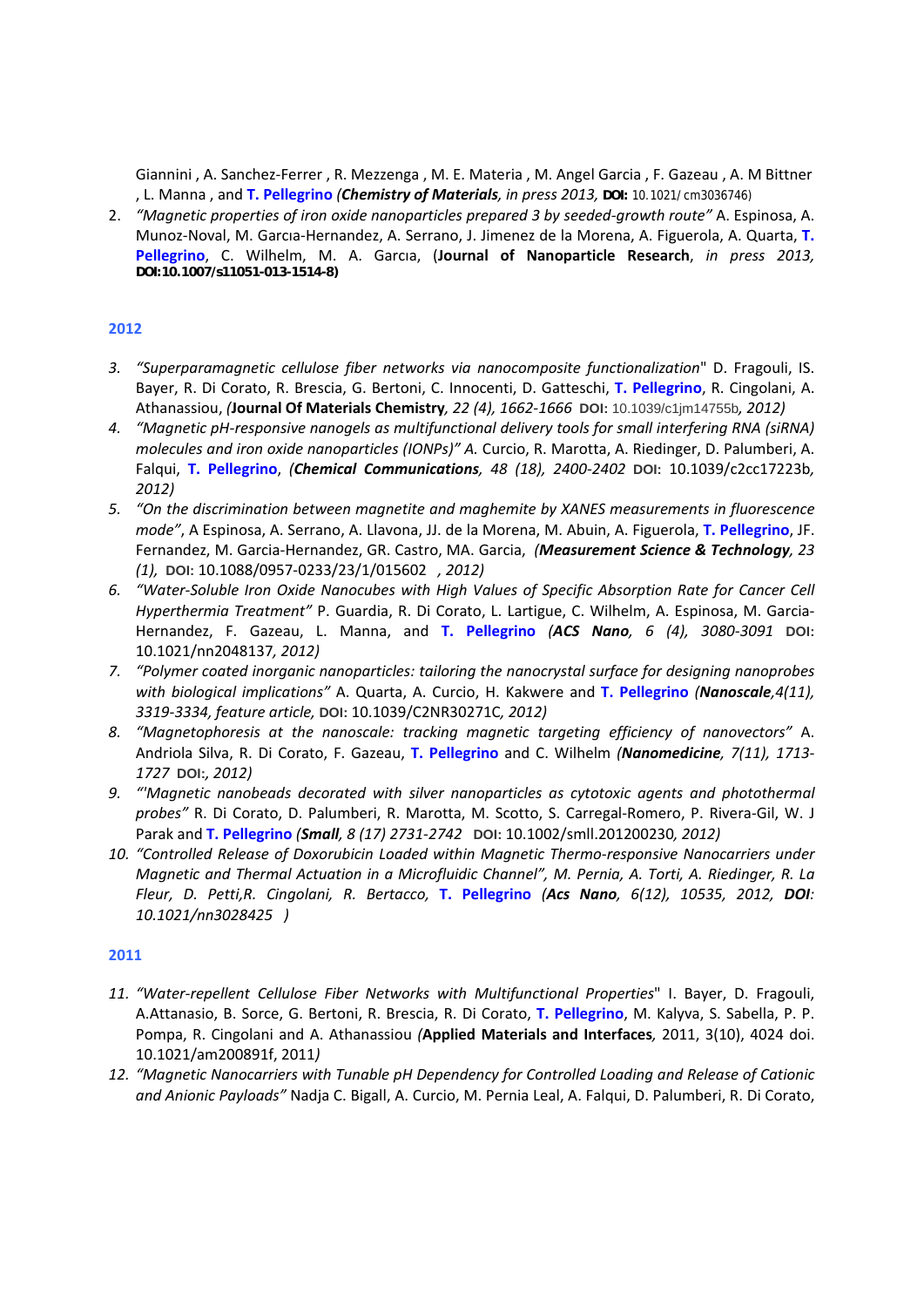Giannini , A. Sanchez-Ferrer , R. Mezzenga , M. E. Materia , M. Angel Garcia , F. Gazeau , A. M Bittner , L. Manna , and **T. Pellegrino** *(**Chemistry of Materials**, in press 2013,* **DOI:** 10.1021/ cm3036746)

2. *"Magnetic properties of iron oxide nanoparticles prepared 3 by seeded-growth route"* A. Espinosa, A. Munoz-Noval, M. Garcıa-Hernandez, A. Serrano, J. Jimenez de la Morena, A. Figuerola, A. Quarta, **T. Pellegrino**, C. Wilhelm, M. A. Garcıa, (**Journal of Nanoparticle Research**, *in press 2013,* **DOI:10.1007/s11051-013-1514-8)**

## 2012

3. *"Superparamagnetic cellulose fiber networks via nanocomposite functionalization*" D. Fragouli, IS. Bayer, R. Di Corato, R. Brescia, G. Bertoni, C. Innocenti, D. Gatteschi, **T. Pellegrino**, R. Cingolani, A. Athanassiou, *(***Journal Of Materials Chemistry***, 22 (4), 1662-1666* **DOI:** 10.1039/c1jm14755b*, 2012)*
4. *"Magnetic pH-responsive nanogels as multifunctional delivery tools for small interfering RNA (siRNA) molecules and iron oxide nanoparticles (IONPs)" A.* Curcio, R. Marotta, A. Riedinger, D. Palumberi, A. Falqui, **T. Pellegrino**, *(**Chemical Communications**, 48 (18), 2400-2402* **DOI:** 10.1039/c2cc17223b*, 2012)*
5. *"On the discrimination between magnetite and maghemite by XANES measurements in fluorescence mode"*, A Espinosa, A. Serrano, A. Llavona, JJ. de la Morena, M. Abuin, A. Figuerola, **T. Pellegrino**, JF. Fernandez, M. Garcia-Hernandez, GR. Castro, MA. Garcia, *(**Measurement Science & Technology**, 23 (1),* **DOI:** 10.1088/0957-0233/23/1/015602 *, 2012)*
6. *"Water-Soluble Iron Oxide Nanocubes with High Values of Specific Absorption Rate for Cancer Cell Hyperthermia Treatment"* P. Guardia, R. Di Corato, L. Lartigue, C. Wilhelm, A. Espinosa, M. Garcia-Hernandez, F. Gazeau, L. Manna, and **T. Pellegrino** *(**ACS Nano**, 6 (4), 3080-3091* **DOI:** 10.1021/nn2048137*, 2012)*
7. *"Polymer coated inorganic nanoparticles: tailoring the nanocrystal surface for designing nanoprobes with biological implications"* A. Quarta, A. Curcio, H. Kakwere and **T. Pellegrino** *(**Nanoscale**,4(11), 3319-3334, feature article,* **DOI:** 10.1039/C2NR30271C*, 2012)*
8. *"Magnetophoresis at the nanoscale: tracking magnetic targeting efficiency of nanovectors"* A. Andriola Silva, R. Di Corato, F. Gazeau, **T. Pellegrino** and C. Wilhelm *(**Nanomedicine**, 7(11), 1713-1727* **DOI:***, 2012)*
9. *"'Magnetic nanobeads decorated with silver nanoparticles as cytotoxic agents and photothermal probes"* R. Di Corato, D. Palumberi, R. Marotta, M. Scotto, S. Carregal-Romero, P. Rivera-Gil, W. J Parak and **T. Pellegrino** *(**Small**, 8 (17) 2731-2742* **DOI:** 10.1002/smll.201200230*, 2012)*
10. *"Controlled Release of Doxorubicin Loaded within Magnetic Thermo-responsive Nanocarriers under Magnetic and Thermal Actuation in a Microfluidic Channel", M. Pernia, A. Torti, A. Riedinger, R. La Fleur, D. Petti,R. Cingolani, R. Bertacco,* **T. Pellegrino** *(**Acs Nano**, 6(12), 10535, 2012, **DOI**: 10.1021/nn3028425 )*

## 2011

11. *"Water-repellent Cellulose Fiber Networks with Multifunctional Properties*" I. Bayer, D. Fragouli, A.Attanasio, B. Sorce, G. Bertoni, R. Brescia, R. Di Corato, **T. Pellegrino**, M. Kalyva, S. Sabella, P. P. Pompa, R. Cingolani and A. Athanassiou *(***Applied Materials and Interfaces***,* 2011, 3(10), 4024 doi. 10.1021/am200891f, 2011*)*
12. *"Magnetic Nanocarriers with Tunable pH Dependency for Controlled Loading and Release of Cationic and Anionic Payloads"* Nadja C. Bigall, A. Curcio, M. Pernia Leal, A. Falqui, D. Palumberi, R. Di Corato,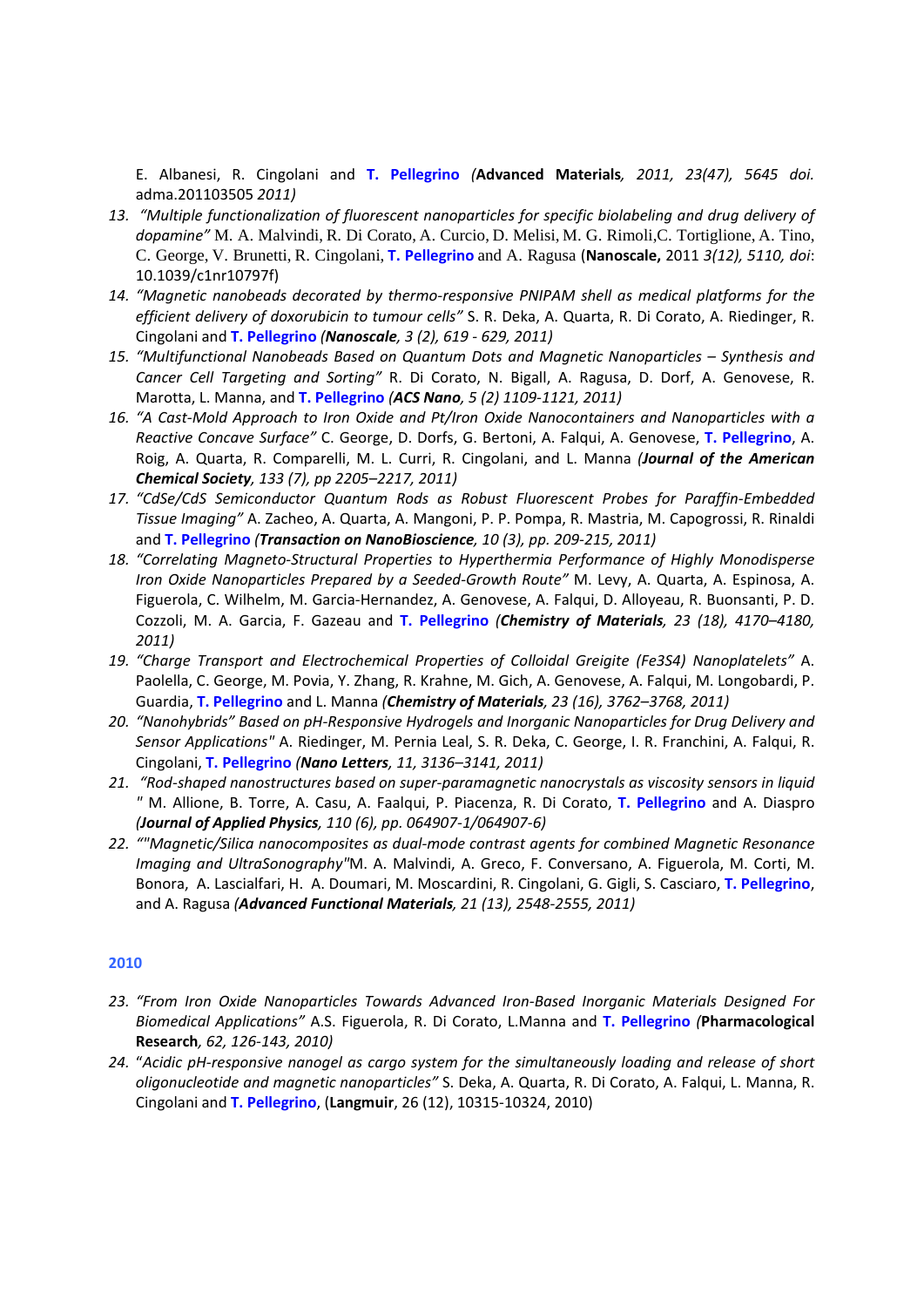E. Albanesi, R. Cingolani and **T. Pellegrino** (**Advanced Materials**, *2011, 23(47), 5645 doi.* adma.201103505 *2011)*

13. *"Multiple functionalization of fluorescent nanoparticles for specific biolabeling and drug delivery of dopamine"* M. A. Malvindi, R. Di Corato, A. Curcio, D. Melisi, M. G. Rimoli,C. Tortiglione, A. Tino, C. George, V. Brunetti, R. Cingolani, **T. Pellegrino** and A. Ragusa (**Nanoscale,** 2011 *3(12), 5110, doi*: 10.1039/c1nr10797f)
14. *"Magnetic nanobeads decorated by thermo-responsive PNIPAM shell as medical platforms for the efficient delivery of doxorubicin to tumour cells"* S. R. Deka, A. Quarta, R. Di Corato, A. Riedinger, R. Cingolani and **T. Pellegrino** *(**Nanoscale**, 3 (2), 619 - 629, 2011)*
15. *"Multifunctional Nanobeads Based on Quantum Dots and Magnetic Nanoparticles – Synthesis and Cancer Cell Targeting and Sorting"* R. Di Corato, N. Bigall, A. Ragusa, D. Dorf, A. Genovese, R. Marotta, L. Manna, and **T. Pellegrino** *(**ACS Nano**, 5 (2) 1109-1121, 2011)*
16. *"A Cast-Mold Approach to Iron Oxide and Pt/Iron Oxide Nanocontainers and Nanoparticles with a Reactive Concave Surface"* C. George, D. Dorfs, G. Bertoni, A. Falqui, A. Genovese, **T. Pellegrino**, A. Roig, A. Quarta, R. Comparelli, M. L. Curri, R. Cingolani, and L. Manna *(**Journal of the American Chemical Society**, 133 (7), pp 2205–2217, 2011)*
17. *"CdSe/CdS Semiconductor Quantum Rods as Robust Fluorescent Probes for Paraffin-Embedded Tissue Imaging"* A. Zacheo, A. Quarta, A. Mangoni, P. P. Pompa, R. Mastria, M. Capogrossi, R. Rinaldi and **T. Pellegrino** *(**Transaction on NanoBioscience**, 10 (3), pp. 209-215, 2011)*
18. *"Correlating Magneto-Structural Properties to Hyperthermia Performance of Highly Monodisperse Iron Oxide Nanoparticles Prepared by a Seeded-Growth Route"* M. Levy, A. Quarta, A. Espinosa, A. Figuerola, C. Wilhelm, M. Garcia-Hernandez, A. Genovese, A. Falqui, D. Alloyeau, R. Buonsanti, P. D. Cozzoli, M. A. Garcia, F. Gazeau and **T. Pellegrino** *(**Chemistry of Materials**, 23 (18), 4170–4180, 2011)*
19. *"Charge Transport and Electrochemical Properties of Colloidal Greigite (Fe3S4) Nanoplatelets"* A. Paolella, C. George, M. Povia, Y. Zhang, R. Krahne, M. Gich, A. Genovese, A. Falqui, M. Longobardi, P. Guardia, **T. Pellegrino** and L. Manna *(**Chemistry of Materials**, 23 (16), 3762–3768, 2011)*
20. *"Nanohybrids" Based on pH-Responsive Hydrogels and Inorganic Nanoparticles for Drug Delivery and Sensor Applications"* A. Riedinger, M. Pernia Leal, S. R. Deka, C. George, I. R. Franchini, A. Falqui, R. Cingolani, **T. Pellegrino** *(**Nano Letters**, 11, 3136–3141, 2011)*
21. *"Rod-shaped nanostructures based on super-paramagnetic nanocrystals as viscosity sensors in liquid "* M. Allione, B. Torre, A. Casu, A. Faalqui, P. Piacenza, R. Di Corato, **T. Pellegrino** and A. Diaspro *(**Journal of Applied Physics**, 110 (6), pp. 064907-1/064907-6)*
22. *""Magnetic/Silica nanocomposites as dual-mode contrast agents for combined Magnetic Resonance Imaging and UltraSonography"*M. A. Malvindi, A. Greco, F. Conversano, A. Figuerola, M. Corti, M. Bonora, A. Lascialfari, H. A. Doumari, M. Moscardini, R. Cingolani, G. Gigli, S. Casciaro, **T. Pellegrino**, and A. Ragusa *(**Advanced Functional Materials**, 21 (13), 2548-2555, 2011)*

## 2010

23. *"From Iron Oxide Nanoparticles Towards Advanced Iron-Based Inorganic Materials Designed For Biomedical Applications"* A.S. Figuerola, R. Di Corato, L.Manna and **T. Pellegrino** *(**Pharmacological Research**, 62, 126-143, 2010)*
24. "*Acidic pH-responsive nanogel as cargo system for the simultaneously loading and release of short oligonucleotide and magnetic nanoparticles"* S. Deka, A. Quarta, R. Di Corato, A. Falqui, L. Manna, R. Cingolani and **T. Pellegrino**, (**Langmuir**, 26 (12), 10315-10324, 2010)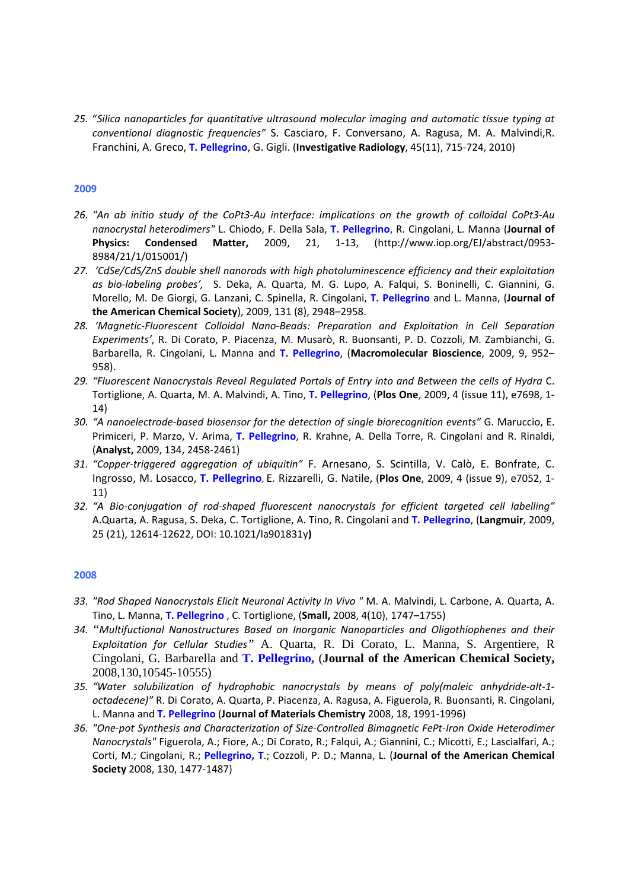25. "*Silica nanoparticles for quantitative ultrasound molecular imaging and automatic tissue typing at conventional diagnostic frequencies"* S. Casciaro, F. Conversano, A. Ragusa, M. A. Malvindi,R. Franchini, A. Greco, **T. Pellegrino**, G. Gigli. (**Investigative Radiology**, 45(11), 715-724, 2010)

### 2009

26. *"An ab initio study of the CoPt3-Au interface: implications on the growth of colloidal CoPt3-Au nanocrystal heterodimers"* L. Chiodo, F. Della Sala, **T. Pellegrino**, R. Cingolani, L. Manna (**Journal of Physics: Condensed Matter,** 2009, 21, 1-13, (http://www.iop.org/EJ/abstract/0953-8984/21/1/015001/)
27. *'CdSe/CdS/ZnS double shell nanorods with high photoluminescence efficiency and their exploitation as bio-labeling probes',* S. Deka, A. Quarta, M. G. Lupo, A. Falqui, S. Boninelli, C. Giannini, G. Morello, M. De Giorgi, G. Lanzani, C. Spinella, R. Cingolani, **T. Pellegrino** and L. Manna, (**Journal of the American Chemical Society**), 2009, 131 (8), 2948–2958.
28. *'Magnetic-Fluorescent Colloidal Nano-Beads: Preparation and Exploitation in Cell Separation Experiments'*, R. Di Corato, P. Piacenza, M. Musarò, R. Buonsanti, P. D. Cozzoli, M. Zambianchi, G. Barbarella, R. Cingolani, L. Manna and **T. Pellegrino**, (**Macromolecular Bioscience**, 2009, 9, 952–958).
29. *"Fluorescent Nanocrystals Reveal Regulated Portals of Entry into and Between the cells of Hydra* C. Tortiglione, A. Quarta, M. A. Malvindi, A. Tino, **T. Pellegrino**, (**Plos One**, 2009, 4 (issue 11), e7698, 1-14)
30. *"A nanoelectrode-based biosensor for the detection of single biorecognition events"* G. Maruccio, E. Primiceri, P. Marzo, V. Arima, **T. Pellegrino**, R. Krahne, A. Della Torre, R. Cingolani and R. Rinaldi, (**Analyst,** 2009, 134, 2458-2461)
31. *"Copper-triggered aggregation of ubiquitin"* F. Arnesano, S. Scintilla, V. Calò, E. Bonfrate, C. Ingrosso, M. Losacco, **T. Pellegrino**, E. Rizzarelli, G. Natile, (**Plos One**, 2009, 4 (issue 9), e7052, 1-11)
32. *"A Bio-conjugation of rod-shaped fluorescent nanocrystals for efficient targeted cell labelling"* A.Quarta, A. Ragusa, S. Deka, C. Tortiglione, A. Tino, R. Cingolani and **T. Pellegrino**, (**Langmuir**, 2009, 25 (21), 12614-12622, DOI: 10.1021/la901831y**)**

### 2008

33. *"Rod Shaped Nanocrystals Elicit Neuronal Activity In Vivo "* M. A. Malvindi, L. Carbone, A. Quarta, A. Tino, L. Manna, **T. Pellegrino** , C. Tortiglione, (**Small,** 2008, 4(10), 1747–1755)
34. "*Multifuctional Nanostructures Based on Inorganic Nanoparticles and Oligothiophenes and their Exploitation for Cellular Studies*" A. Quarta, R. Di Corato, L. Manna, S. Argentiere, R Cingolani, G. Barbarella and **T. Pellegrino,** (**Journal of the American Chemical Society,** 2008,130,10545-10555)
35. *"Water solubilization of hydrophobic nanocrystals by means of poly(maleic anhydride-alt-1-octadecene)"* R. Di Corato, A. Quarta, P. Piacenza, A. Ragusa, A. Figuerola, R. Buonsanti, R. Cingolani, L. Manna and **T. Pellegrino** (**Journal of Materials Chemistry** 2008, 18, 1991-1996)
36. *"One-pot Synthesis and Characterization of Size-Controlled Bimagnetic FePt-Iron Oxide Heterodimer Nanocrystals"* Figuerola, A.; Fiore, A.; Di Corato, R.; Falqui, A.; Giannini, C.; Micotti, E.; Lascialfari, A.; Corti, M.; Cingolani, R.; **Pellegrino, T**.; Cozzoli, P. D.; Manna, L. (**Journal of the American Chemical Society** 2008, 130, 1477-1487)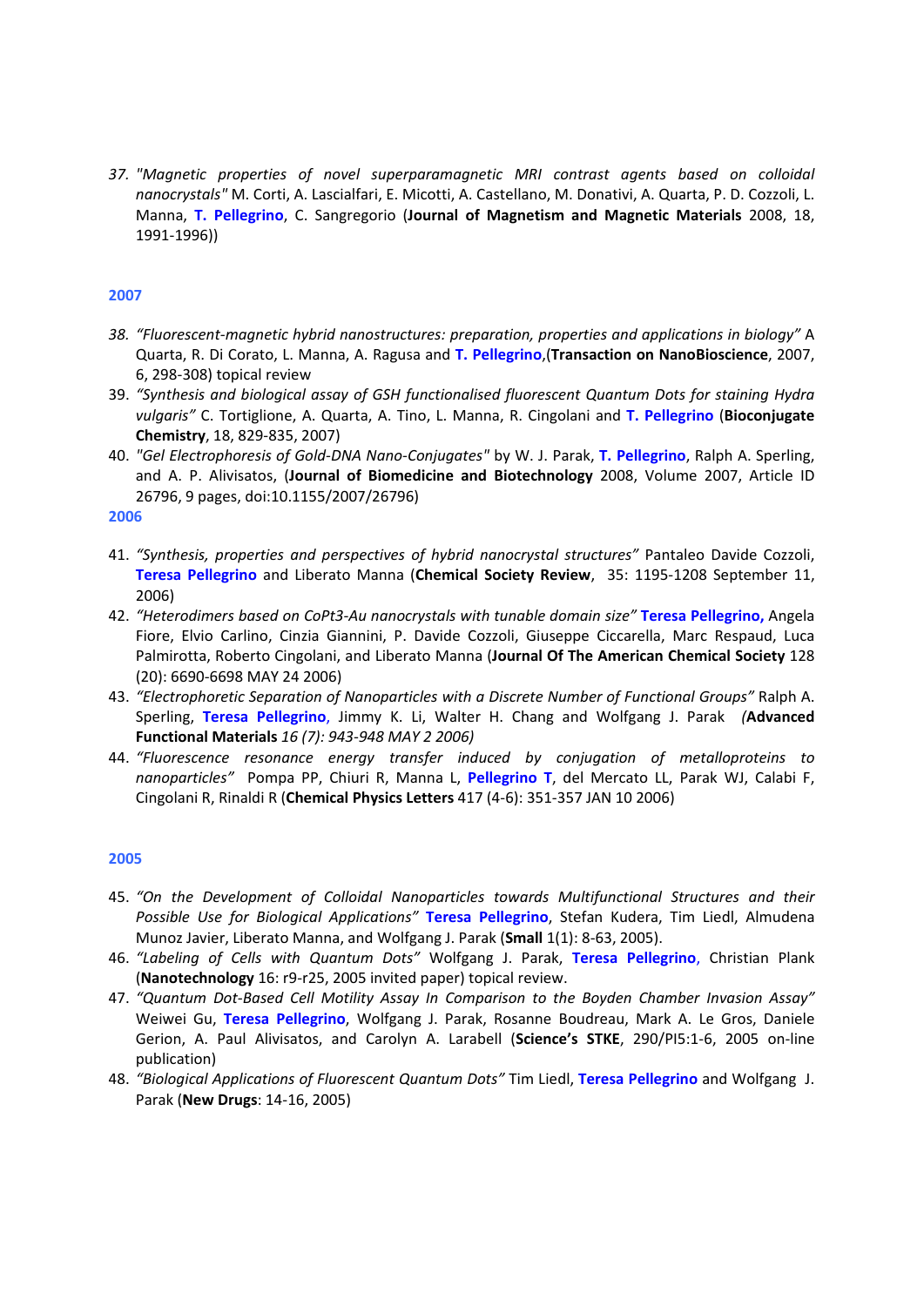37. *"Magnetic properties of novel superparamagnetic MRI contrast agents based on colloidal nanocrystals"* M. Corti, A. Lascialfari, E. Micotti, A. Castellano, M. Donativi, A. Quarta, P. D. Cozzoli, L. Manna, **T. Pellegrino**, C. Sangregorio (**Journal of Magnetism and Magnetic Materials** 2008, 18, 1991-1996))

### 2007

38. *"Fluorescent-magnetic hybrid nanostructures: preparation, properties and applications in biology"* A Quarta, R. Di Corato, L. Manna, A. Ragusa and **T. Pellegrino**,(**Transaction on NanoBioscience**, 2007, 6, 298-308) topical review
39. *"Synthesis and biological assay of GSH functionalised fluorescent Quantum Dots for staining Hydra vulgaris"* C. Tortiglione, A. Quarta, A. Tino, L. Manna, R. Cingolani and **T. Pellegrino** (**Bioconjugate Chemistry**, 18, 829-835, 2007)
40. *"Gel Electrophoresis of Gold-DNA Nano-Conjugates"* by W. J. Parak, **T. Pellegrino**, Ralph A. Sperling, and A. P. Alivisatos, (**Journal of Biomedicine and Biotechnology** 2008, Volume 2007, Article ID 26796, 9 pages, doi:10.1155/2007/26796)

### 2006

41. *"Synthesis, properties and perspectives of hybrid nanocrystal structures"* Pantaleo Davide Cozzoli, **Teresa Pellegrino** and Liberato Manna (**Chemical Society Review**, 35: 1195-1208 September 11, 2006)
42. *"Heterodimers based on CoPt3-Au nanocrystals with tunable domain size"* **Teresa Pellegrino,** Angela Fiore, Elvio Carlino, Cinzia Giannini, P. Davide Cozzoli, Giuseppe Ciccarella, Marc Respaud, Luca Palmirotta, Roberto Cingolani, and Liberato Manna (**Journal Of The American Chemical Society** 128 (20): 6690-6698 MAY 24 2006)
43. *"Electrophoretic Separation of Nanoparticles with a Discrete Number of Functional Groups"* Ralph A. Sperling, **Teresa Pellegrino**, Jimmy K. Li, Walter H. Chang and Wolfgang J. Parak *(**Advanced Functional Materials** 16 (7): 943-948 MAY 2 2006)*
44. *"Fluorescence resonance energy transfer induced by conjugation of metalloproteins to nanoparticles"* Pompa PP, Chiuri R, Manna L, **Pellegrino T**, del Mercato LL, Parak WJ, Calabi F, Cingolani R, Rinaldi R (**Chemical Physics Letters** 417 (4-6): 351-357 JAN 10 2006)

### 2005

45. *"On the Development of Colloidal Nanoparticles towards Multifunctional Structures and their Possible Use for Biological Applications"* **Teresa Pellegrino**, Stefan Kudera, Tim Liedl, Almudena Munoz Javier, Liberato Manna, and Wolfgang J. Parak (**Small** 1(1): 8-63, 2005).
46. *"Labeling of Cells with Quantum Dots"* Wolfgang J. Parak, **Teresa Pellegrino**, Christian Plank (**Nanotechnology** 16: r9-r25, 2005 invited paper) topical review.
47. *"Quantum Dot-Based Cell Motility Assay In Comparison to the Boyden Chamber Invasion Assay"* Weiwei Gu, **Teresa Pellegrino**, Wolfgang J. Parak, Rosanne Boudreau, Mark A. Le Gros, Daniele Gerion, A. Paul Alivisatos, and Carolyn A. Larabell (**Science's STKE**, 290/Pl5:1-6, 2005 on-line publication)
48. *"Biological Applications of Fluorescent Quantum Dots"* Tim Liedl, **Teresa Pellegrino** and Wolfgang J. Parak (**New Drugs**: 14-16, 2005)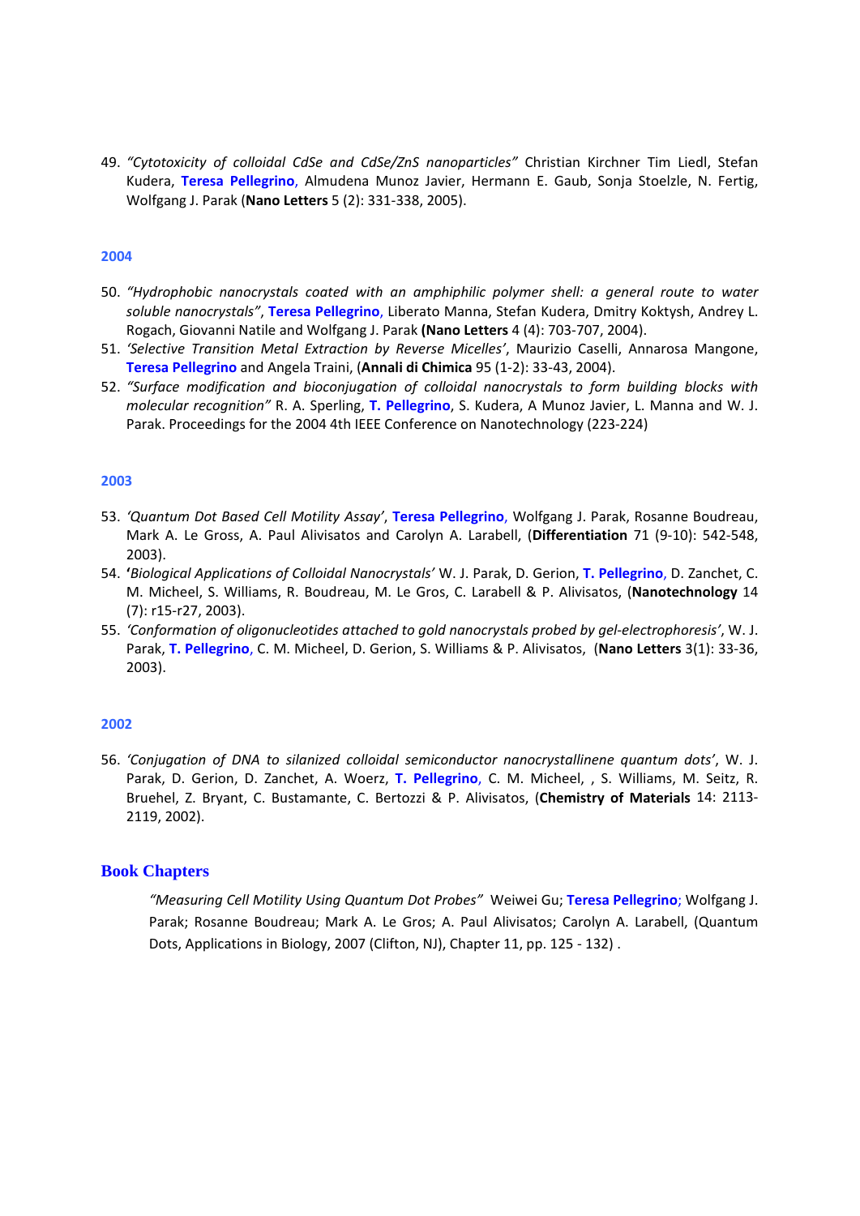49. *"Cytotoxicity of colloidal CdSe and CdSe/ZnS nanoparticles"* Christian Kirchner Tim Liedl, Stefan Kudera, **Teresa Pellegrino**, Almudena Munoz Javier, Hermann E. Gaub, Sonja Stoelzle, N. Fertig, Wolfgang J. Parak (**Nano Letters** 5 (2): 331-338, 2005).

### 2004

50. *"Hydrophobic nanocrystals coated with an amphiphilic polymer shell: a general route to water soluble nanocrystals"*, **Teresa Pellegrino**, Liberato Manna, Stefan Kudera, Dmitry Koktysh, Andrey L. Rogach, Giovanni Natile and Wolfgang J. Parak **(Nano Letters** 4 (4): 703-707, 2004).
51. *'Selective Transition Metal Extraction by Reverse Micelles'*, Maurizio Caselli, Annarosa Mangone, **Teresa Pellegrino** and Angela Traini, (**Annali di Chimica** 95 (1-2): 33-43, 2004).
52. *"Surface modification and bioconjugation of colloidal nanocrystals to form building blocks with molecular recognition"* R. A. Sperling, **T. Pellegrino**, S. Kudera, A Munoz Javier, L. Manna and W. J. Parak. Proceedings for the 2004 4th IEEE Conference on Nanotechnology (223-224)

### 2003

53. *'Quantum Dot Based Cell Motility Assay'*, **Teresa Pellegrino**, Wolfgang J. Parak, Rosanne Boudreau, Mark A. Le Gross, A. Paul Alivisatos and Carolyn A. Larabell, (**Differentiation** 71 (9-10): 542-548, 2003).
54. **'***Biological Applications of Colloidal Nanocrystals'* W. J. Parak, D. Gerion, **T. Pellegrino**, D. Zanchet, C. M. Micheel, S. Williams, R. Boudreau, M. Le Gros, C. Larabell & P. Alivisatos, (**Nanotechnology** 14 (7): r15-r27, 2003).
55. *'Conformation of oligonucleotides attached to gold nanocrystals probed by gel-electrophoresis'*, W. J. Parak, **T. Pellegrino**, C. M. Micheel, D. Gerion, S. Williams & P. Alivisatos, (**Nano Letters** 3(1): 33-36, 2003).

### 2002

56. *'Conjugation of DNA to silanized colloidal semiconductor nanocrystallinene quantum dots'*, W. J. Parak, D. Gerion, D. Zanchet, A. Woerz, **T. Pellegrino**, C. M. Micheel, , S. Williams, M. Seitz, R. Bruehel, Z. Bryant, C. Bustamante, C. Bertozzi & P. Alivisatos, (**Chemistry of Materials** 14: 2113-2119, 2002).

## Book Chapters

*"Measuring Cell Motility Using Quantum Dot Probes"* Weiwei Gu; **Teresa Pellegrino**; Wolfgang J. Parak; Rosanne Boudreau; Mark A. Le Gros; A. Paul Alivisatos; Carolyn A. Larabell, (Quantum Dots, Applications in Biology, 2007 (Clifton, NJ), Chapter 11, pp. 125 - 132) .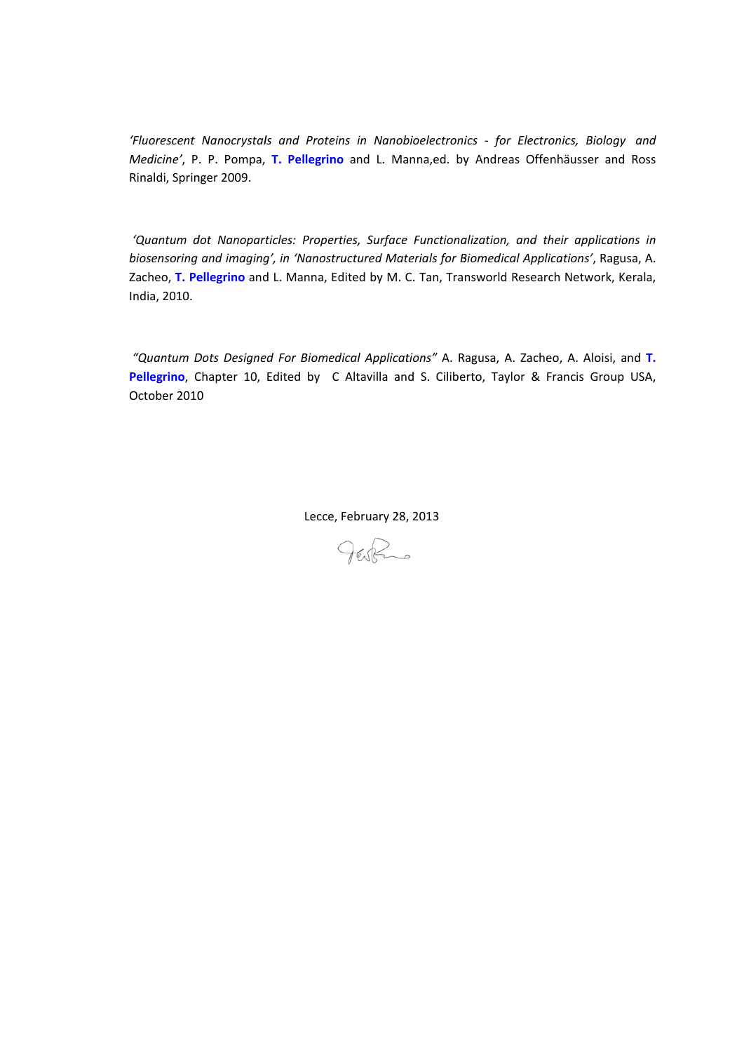*'Fluorescent Nanocrystals and Proteins in Nanobioelectronics - for Electronics, Biology and Medicine'*, P. P. Pompa, **T. Pellegrino** and L. Manna,ed. by Andreas Offenhäusser and Ross Rinaldi, Springer 2009.

*'Quantum dot Nanoparticles: Properties, Surface Functionalization, and their applications in biosensoring and imaging', in 'Nanostructured Materials for Biomedical Applications'*, Ragusa, A. Zacheo, **T. Pellegrino** and L. Manna, Edited by M. C. Tan, Transworld Research Network, Kerala, India, 2010.

*"Quantum Dots Designed For Biomedical Applications"* A. Ragusa, A. Zacheo, A. Aloisi, and **T. Pellegrino**, Chapter 10, Edited by C Altavilla and S. Ciliberto, Taylor & Francis Group USA, October 2010

Lecce, February 28, 2013